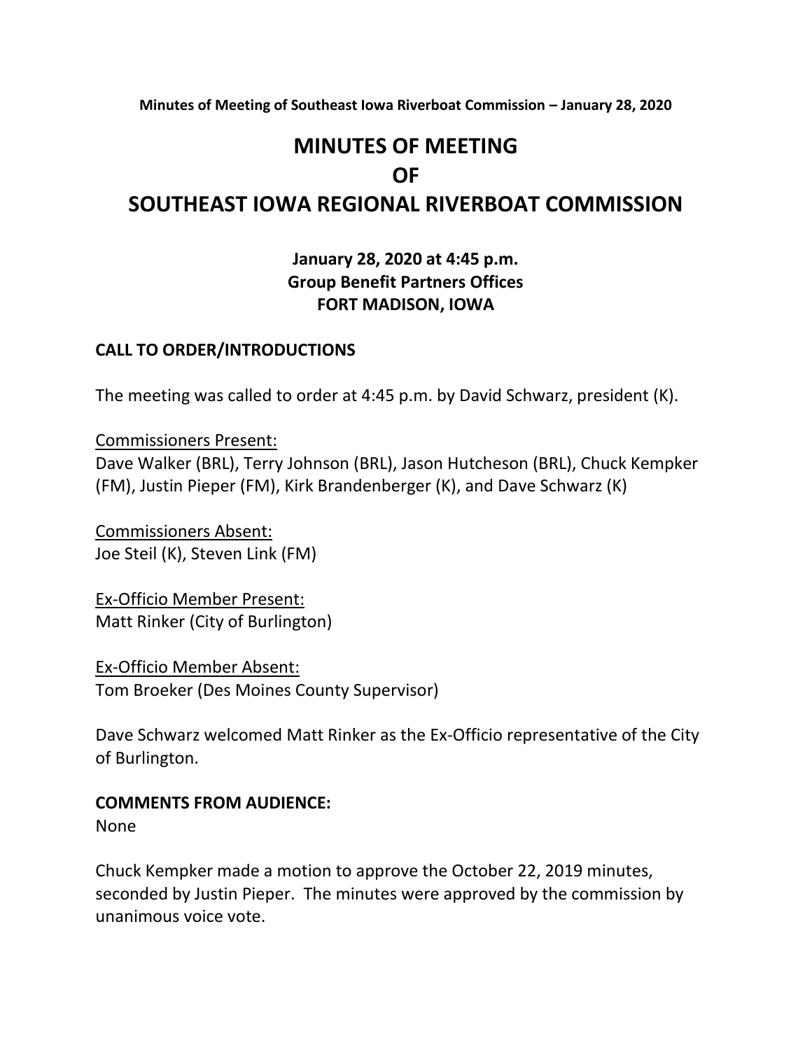# MINUTES OF MEETING
# OF
# SOUTHEAST IOWA REGIONAL RIVERBOAT COMMISSION

**January 28, 2020 at 4:45 p.m.**
**Group Benefit Partners Offices**
**FORT MADISON, IOWA**

## CALL TO ORDER/INTRODUCTIONS

The meeting was called to order at 4:45 p.m. by David Schwarz, president (K).

Commissioners Present:
Dave Walker (BRL), Terry Johnson (BRL), Jason Hutcheson (BRL), Chuck Kempker (FM), Justin Pieper (FM), Kirk Brandenberger (K), and Dave Schwarz (K)

Commissioners Absent:
Joe Steil (K), Steven Link (FM)

Ex-Officio Member Present:
Matt Rinker (City of Burlington)

Ex-Officio Member Absent:
Tom Broeker (Des Moines County Supervisor)

Dave Schwarz welcomed Matt Rinker as the Ex-Officio representative of the City of Burlington.

## COMMENTS FROM AUDIENCE:

None

Chuck Kempker made a motion to approve the October 22, 2019 minutes, seconded by Justin Pieper. The minutes were approved by the commission by unanimous voice vote.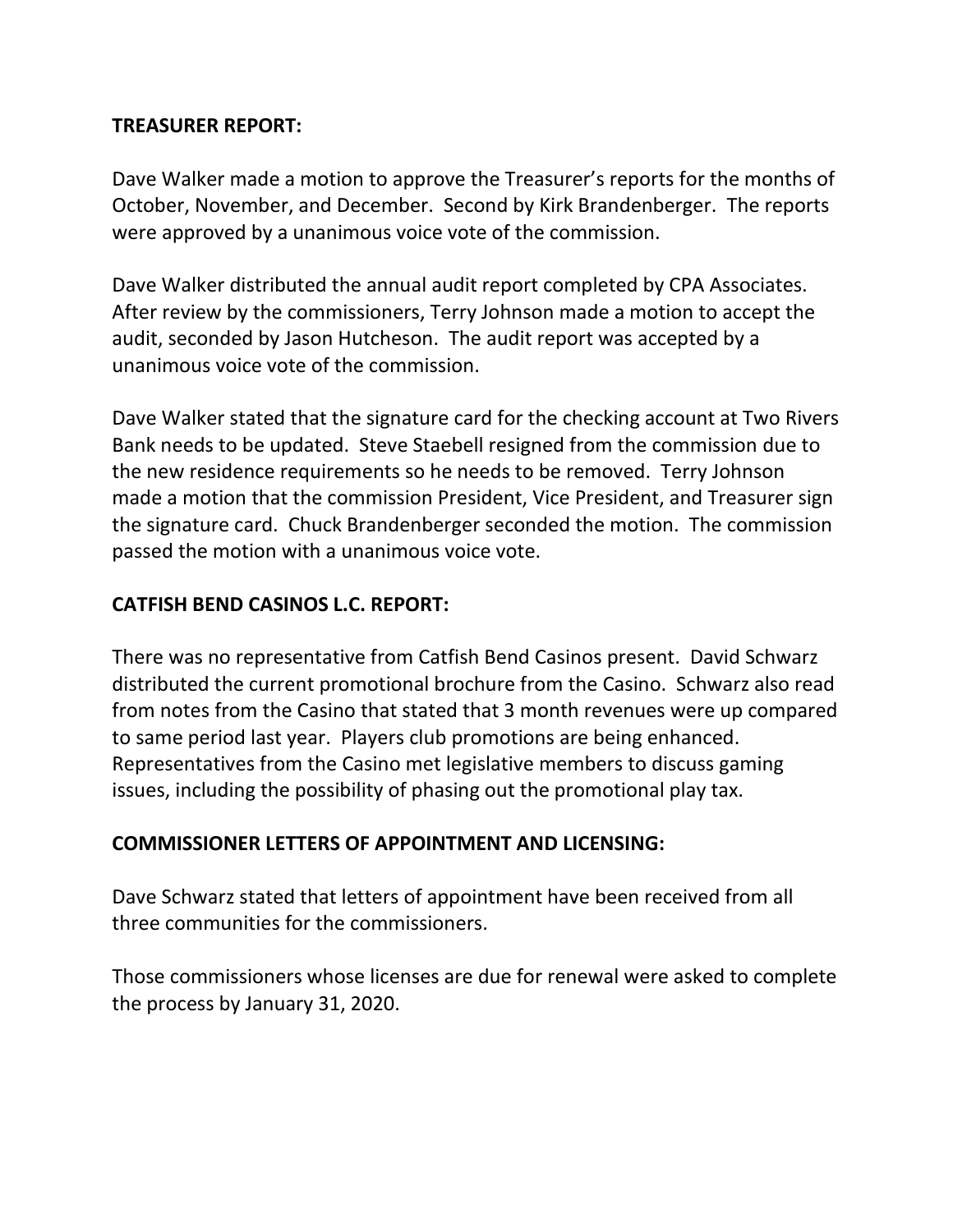**TREASURER REPORT:**

Dave Walker made a motion to approve the Treasurer's reports for the months of October, November, and December. Second by Kirk Brandenberger. The reports were approved by a unanimous voice vote of the commission.

Dave Walker distributed the annual audit report completed by CPA Associates. After review by the commissioners, Terry Johnson made a motion to accept the audit, seconded by Jason Hutcheson. The audit report was accepted by a unanimous voice vote of the commission.

Dave Walker stated that the signature card for the checking account at Two Rivers Bank needs to be updated. Steve Staebell resigned from the commission due to the new residence requirements so he needs to be removed. Terry Johnson made a motion that the commission President, Vice President, and Treasurer sign the signature card. Chuck Brandenberger seconded the motion. The commission passed the motion with a unanimous voice vote.

**CATFISH BEND CASINOS L.C. REPORT:**

There was no representative from Catfish Bend Casinos present. David Schwarz distributed the current promotional brochure from the Casino. Schwarz also read from notes from the Casino that stated that 3 month revenues were up compared to same period last year. Players club promotions are being enhanced. Representatives from the Casino met legislative members to discuss gaming issues, including the possibility of phasing out the promotional play tax.

**COMMISSIONER LETTERS OF APPOINTMENT AND LICENSING:**

Dave Schwarz stated that letters of appointment have been received from all three communities for the commissioners.

Those commissioners whose licenses are due for renewal were asked to complete the process by January 31, 2020.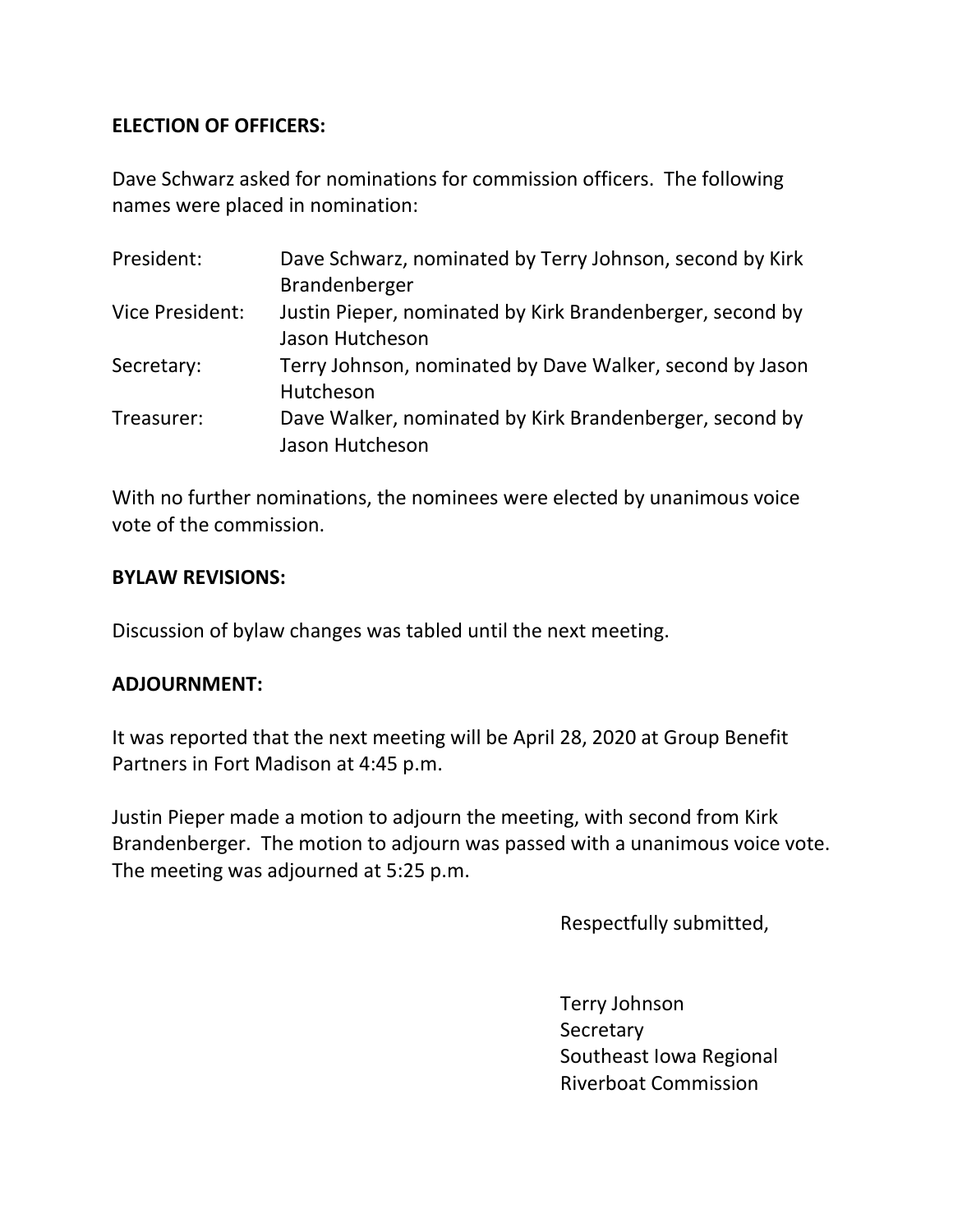**ELECTION OF OFFICERS:**

Dave Schwarz asked for nominations for commission officers. The following names were placed in nomination:

| | |
|---|---|
| President: | Dave Schwarz, nominated by Terry Johnson, second by Kirk Brandenberger |
| Vice President: | Justin Pieper, nominated by Kirk Brandenberger, second by Jason Hutcheson |
| Secretary: | Terry Johnson, nominated by Dave Walker, second by Jason Hutcheson |
| Treasurer: | Dave Walker, nominated by Kirk Brandenberger, second by Jason Hutcheson |

With no further nominations, the nominees were elected by unanimous voice vote of the commission.

**BYLAW REVISIONS:**

Discussion of bylaw changes was tabled until the next meeting.

**ADJOURNMENT:**

It was reported that the next meeting will be April 28, 2020 at Group Benefit Partners in Fort Madison at 4:45 p.m.

Justin Pieper made a motion to adjourn the meeting, with second from Kirk Brandenberger. The motion to adjourn was passed with a unanimous voice vote. The meeting was adjourned at 5:25 p.m.

Respectfully submitted,

Terry Johnson
Secretary
Southeast Iowa Regional
Riverboat Commission